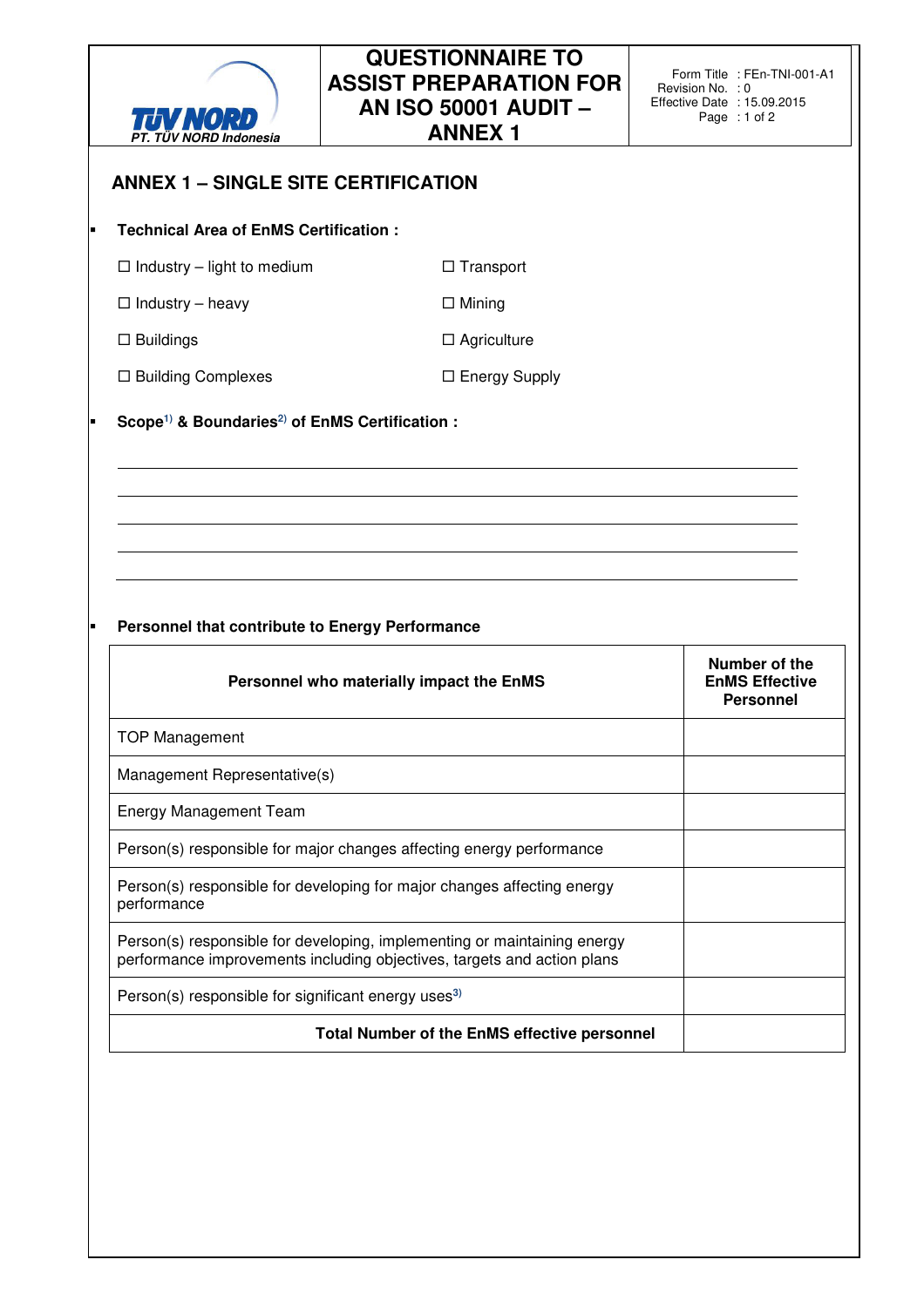# QUESTIONNAIRE TO ASSIST PREPARATION FOR AN ISO 50001 AUDIT – ANNEX 1

Form Title : FEn-TNI-001-A1
Revision No. : 0
Effective Date : 15.09.2015

## ANNEX 1 – SINGLE SITE CERTIFICATION

- **Technical Area of EnMS Certification :**

☐ Industry – light to medium ☐ Transport

☐ Industry – heavy ☐ Mining

☐ Buildings ☐ Agriculture

☐ Building Complexes ☐ Energy Supply

- **Scope[1] & Boundaries[2] of EnMS Certification :**

______________________________________________________________________

______________________________________________________________________

______________________________________________________________________

______________________________________________________________________

______________________________________________________________________

- **Personnel that contribute to Energy Performance**

| **Personnel who materially impact the EnMS** | **Number of the EnMS Effective Personnel** |
|---|---|
| TOP Management | |
| Management Representative(s) | |
| Energy Management Team | |
| Person(s) responsible for major changes affecting energy performance | |
| Person(s) responsible for developing for major changes affecting energy performance | |
| Person(s) responsible for developing, implementing or maintaining energy performance improvements including objectives, targets and action plans | |
| Person(s) responsible for significant energy uses[3] | |
| **Total Number of the EnMS effective personnel** | |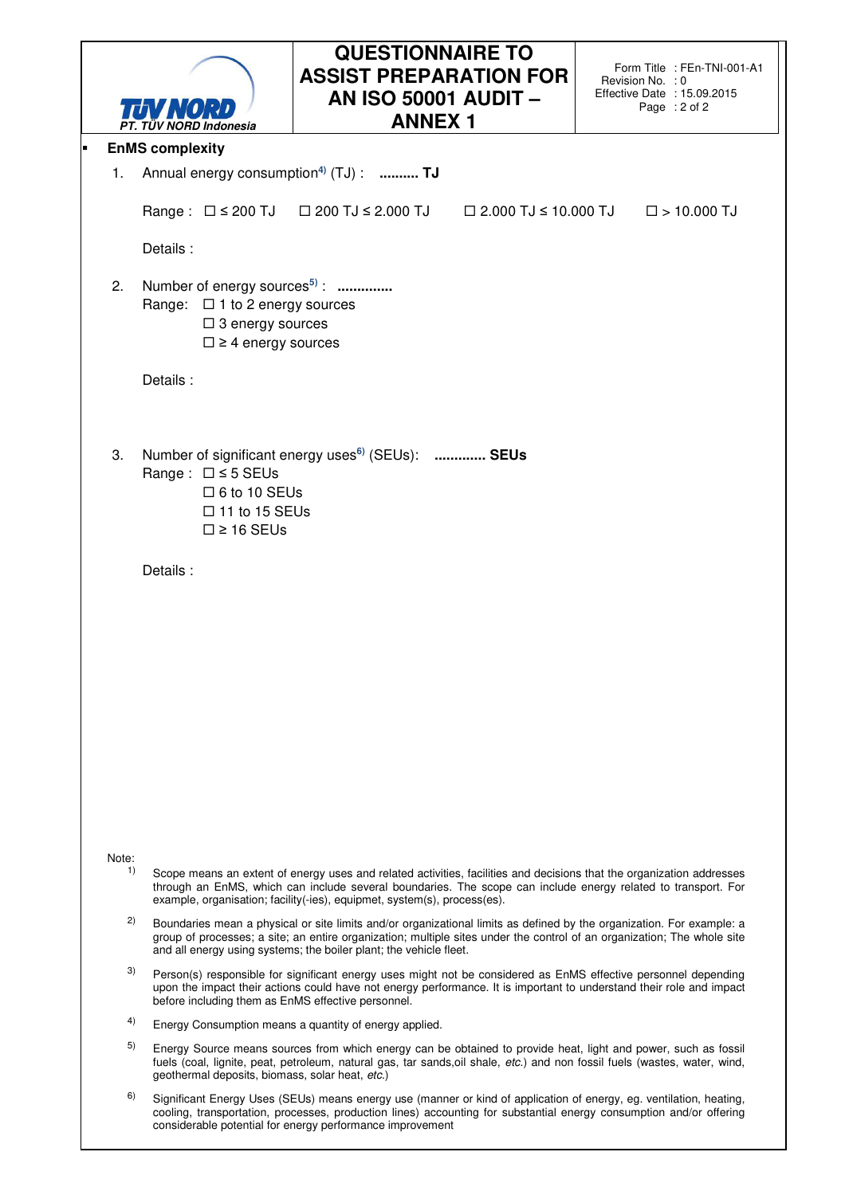- **EnMS complexity**

1. Annual energy consumption[4] (TJ) : **.......... TJ**

   Range : ☐ ≤ 200 TJ ☐ 200 TJ ≤ 2.000 TJ ☐ 2.000 TJ ≤ 10.000 TJ ☐ > 10.000 TJ

   Details :

2. Number of energy sources[5] : **..............**

   Range: ☐ 1 to 2 energy sources
   ☐ 3 energy sources
   ☐ ≥ 4 energy sources

   Details :

3. Number of significant energy uses[6] (SEUs): **............. SEUs**

   Range : ☐ ≤ 5 SEUs
   ☐ 6 to 10 SEUs
   ☐ 11 to 15 SEUs
   ☐ ≥ 16 SEUs

   Details :

Note:

1) Scope means an extent of energy uses and related activities, facilities and decisions that the organization addresses through an EnMS, which can include several boundaries. The scope can include energy related to transport. For example, organisation; facility(-ies), equipmet, system(s), process(es).

2) Boundaries mean a physical or site limits and/or organizational limits as defined by the organization. For example: a group of processes; a site; an entire organization; multiple sites under the control of an organization; The whole site and all energy using systems; the boiler plant; the vehicle fleet.

3) Person(s) responsible for significant energy uses might not be considered as EnMS effective personnel depending upon the impact their actions could have not energy performance. It is important to understand their role and impact before including them as EnMS effective personnel.

4) Energy Consumption means a quantity of energy applied.

5) Energy Source means sources from which energy can be obtained to provide heat, light and power, such as fossil fuels (coal, lignite, peat, petroleum, natural gas, tar sands,oil shale, *etc.*) and non fossil fuels (wastes, water, wind, geothermal deposits, biomass, solar heat, *etc.*)

6) Significant Energy Uses (SEUs) means energy use (manner or kind of application of energy, eg. ventilation, heating, cooling, transportation, processes, production lines) accounting for substantial energy consumption and/or offering considerable potential for energy performance improvement